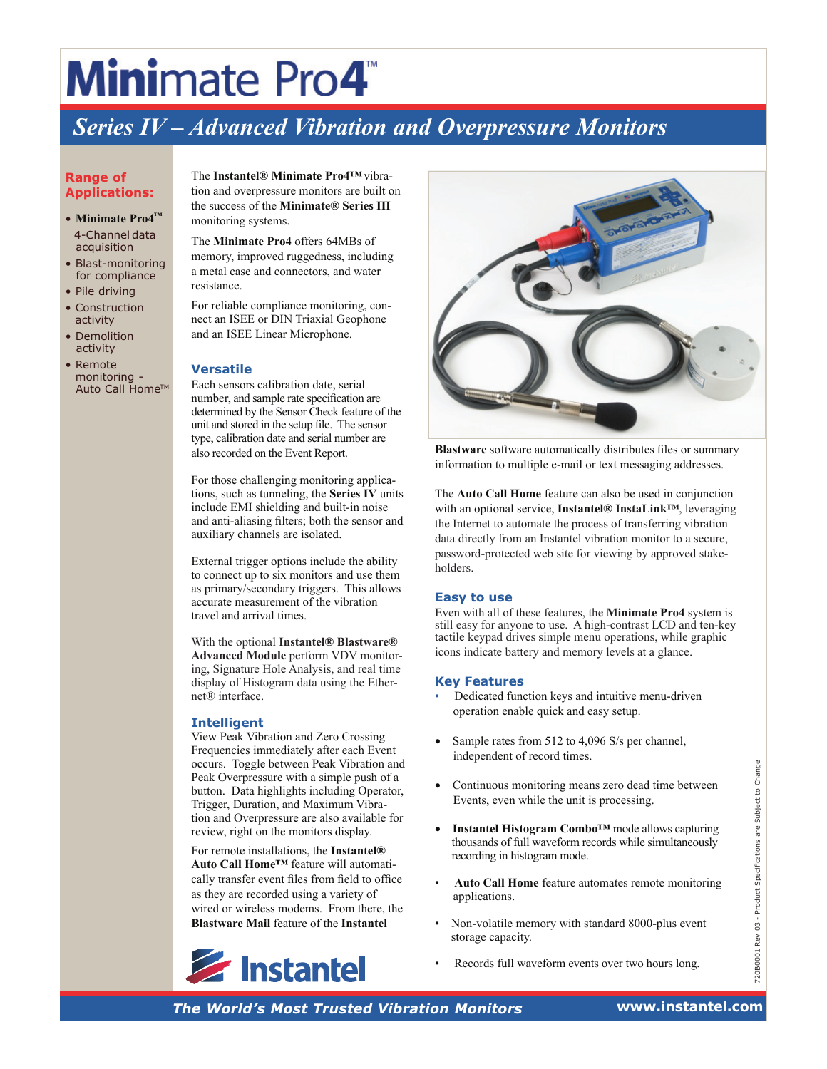# Minimate Pro4™

## *Series IV – Advanced Vibration and Overpressure Monitors*

**Range of Applications:**

- **Minimate Pro4™** 4-Channel data acquisition
- Blast-monitoring for compliance
- Pile driving
- Construction activity
- Demolition activity
- Remote monitoring - Auto Call Home™

The **Instantel® Minimate Pro4™** vibration and overpressure monitors are built on the success of the **Minimate® Series III** monitoring systems.

The **Minimate Pro4** offers 64MBs of memory, improved ruggedness, including a metal case and connectors, and water resistance.

For reliable compliance monitoring, connect an ISEE or DIN Triaxial Geophone and an ISEE Linear Microphone.

### Versatile

Each sensors calibration date, serial number, and sample rate specification are determined by the Sensor Check feature of the unit and stored in the setup file. The sensor type, calibration date and serial number are also recorded on the Event Report.

For those challenging monitoring applications, such as tunneling, the **Series IV** units include EMI shielding and built-in noise and anti-aliasing filters; both the sensor and auxiliary channels are isolated.

External trigger options include the ability to connect up to six monitors and use them as primary/secondary triggers. This allows accurate measurement of the vibration travel and arrival times.

With the optional **Instantel® Blastware® Advanced Module** perform VDV monitoring, Signature Hole Analysis, and real time display of Histogram data using the Ethernet® interface.

### Intelligent

View Peak Vibration and Zero Crossing Frequencies immediately after each Event occurs. Toggle between Peak Vibration and Peak Overpressure with a simple push of a button. Data highlights including Operator, Trigger, Duration, and Maximum Vibration and Overpressure are also available for review, right on the monitors display.

For remote installations, the **Instantel® Auto Call Home™** feature will automatically transfer event files from field to office as they are recorded using a variety of wired or wireless modems. From there, the **Blastware Mail** feature of the **Instantel Blastware** software automatically distributes files or summary information to multiple e-mail or text messaging addresses.

The **Auto Call Home** feature can also be used in conjunction with an optional service, **Instantel® InstaLink™**, leveraging the Internet to automate the process of transferring vibration data directly from an Instantel vibration monitor to a secure, password-protected web site for viewing by approved stakeholders.

### Easy to use

Even with all of these features, the **Minimate Pro4** system is still easy for anyone to use. A high-contrast LCD and ten-key tactile keypad drives simple menu operations, while graphic icons indicate battery and memory levels at a glance.

### Key Features

- Dedicated function keys and intuitive menu-driven operation enable quick and easy setup.
- Sample rates from 512 to 4,096 S/s per channel, independent of record times.
- Continuous monitoring means zero dead time between Events, even while the unit is processing.
- **Instantel Histogram Combo™** mode allows capturing thousands of full waveform records while simultaneously recording in histogram mode.
- **Auto Call Home** feature automates remote monitoring applications.
- Non-volatile memory with standard 8000-plus event storage capacity.
- Records full waveform events over two hours long.

Instantel

720B0001 Rev 03 - Product Specifications are Subject to Change

*The World's Most Trusted Vibration Monitors* www.instantel.com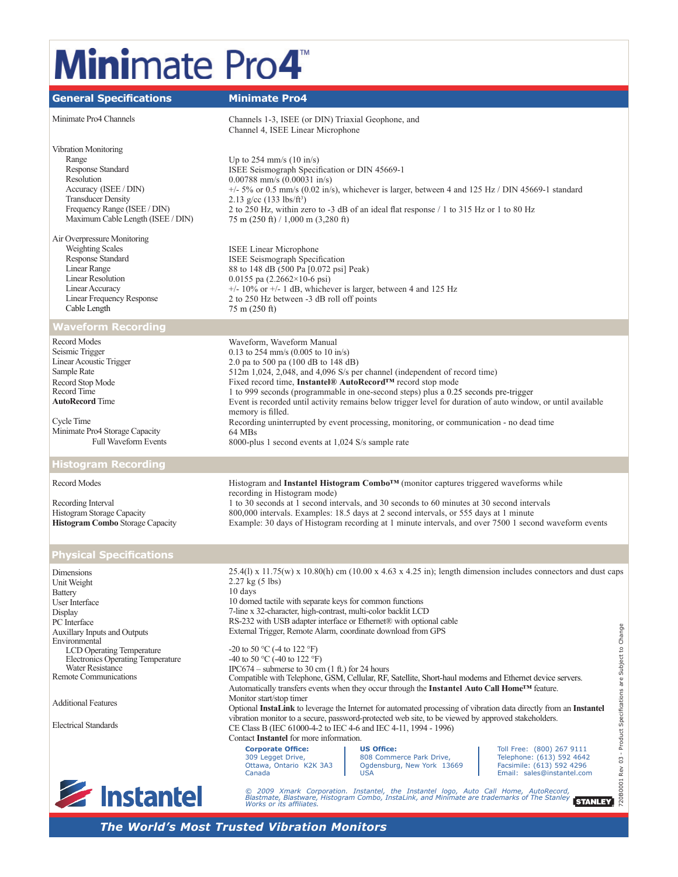# Minimate Pro4™

| General Specifications | Minimate Pro4 |
|---|---|
| Minimate Pro4 Channels | Channels 1-3, ISEE (or DIN) Triaxial Geophone, and Channel 4, ISEE Linear Microphone |
| **Vibration Monitoring** | |
| Range | Up to 254 mm/s (10 in/s) |
| Response Standard | ISEE Seismograph Specification or DIN 45669-1 |
| Resolution | 0.00788 mm/s (0.00031 in/s) |
| Accuracy (ISEE / DIN) | +/- 5% or 0.5 mm/s (0.02 in/s), whichever is larger, between 4 and 125 Hz / DIN 45669-1 standard |
| Transducer Density | 2.13 g/cc (133 lbs/ft$^3$) |
| Frequency Range (ISEE / DIN) | 2 to 250 Hz, within zero to -3 dB of an ideal flat response / 1 to 315 Hz or 1 to 80 Hz |
| Maximum Cable Length (ISEE / DIN) | 75 m (250 ft) / 1,000 m (3,280 ft) |
| **Air Overpressure Monitoring** | |
| Weighting Scales | ISEE Linear Microphone |
| Response Standard | ISEE Seismograph Specification |
| Linear Range | 88 to 148 dB (500 Pa [0.072 psi] Peak) |
| Linear Resolution | 0.0155 pa (2.2662×10-6 psi) |
| Linear Accuracy | +/- 10% or +/- 1 dB, whichever is larger, between 4 and 125 Hz |
| Linear Frequency Response | 2 to 250 Hz between -3 dB roll off points |
| Cable Length | 75 m (250 ft) |

## Waveform Recording

| | |
|---|---|
| Record Modes | Waveform, Waveform Manual |
| Seismic Trigger | 0.13 to 254 mm/s (0.005 to 10 in/s) |
| Linear Acoustic Trigger | 2.0 pa to 500 pa (100 dB to 148 dB) |
| Sample Rate | 512m 1,024, 2,048, and 4,096 S/s per channel (independent of record time) |
| Record Stop Mode | Fixed record time, **Instantel® AutoRecord™** record stop mode |
| Record Time | 1 to 999 seconds (programmable in one-second steps) plus a 0.25 seconds pre-trigger |
| **AutoRecord** Time | Event is recorded until activity remains below trigger level for duration of auto window, or until available memory is filled. |
| Cycle Time | Recording uninterrupted by event processing, monitoring, or communication - no dead time |
| Minimate Pro4 Storage Capacity | 64 MBs |
| Full Waveform Events | 8000-plus 1 second events at 1,024 S/s sample rate |

## Histogram Recording

| | |
|---|---|
| Record Modes | Histogram and **Instantel Histogram Combo™** (monitor captures triggered waveforms while recording in Histogram mode) |
| Recording Interval | 1 to 30 seconds at 1 second intervals, and 30 seconds to 60 minutes at 30 second intervals |
| Histogram Storage Capacity | 800,000 intervals. Examples: 18.5 days at 2 second intervals, or 555 days at 1 minute |
| **Histogram Combo** Storage Capacity | Example: 30 days of Histogram recording at 1 minute intervals, and over 7500 1 second waveform events |

## Physical Specifications

| | |
|---|---|
| Dimensions | 25.4(l) x 11.75(w) x 10.80(h) cm (10.00 x 4.63 x 4.25 in); length dimension includes connectors and dust caps |
| Unit Weight | 2.27 kg (5 lbs) |
| Battery | 10 days |
| User Interface | 10 domed tactile with separate keys for common functions |
| Display | 7-line x 32-character, high-contrast, multi-color backlit LCD |
| PC Interface | RS-232 with USB adapter interface or Ethernet® with optional cable |
| Auxillary Inputs and Outputs | External Trigger, Remote Alarm, coordinate download from GPS |
| **Environmental** | |
| LCD Operating Temperature | -20 to 50 °C (-4 to 122 °F) |
| Electronics Operating Temperature | -40 to 50 °C (-40 to 122 °F) |
| Water Resistance | IPC674 – submerse to 30 cm (1 ft.) for 24 hours |
| Remote Communications | Compatible with Telephone, GSM, Cellular, RF, Satellite, Short-haul modems and Ethernet device servers. Automatically transfers events when they occur through the **Instantel Auto Call Home™** feature. |
| Additional Features | Monitor start/stop timer<br>Optional **InstaLink** to leverage the Internet for automated processing of vibration data directly from an **Instantel** vibration monitor to a secure, password-protected web site, to be viewed by approved stakeholders. |
| Electrical Standards | CE Class B (IEC 61000-4-2 to IEC 4-6 and IEC 4-11, 1994 - 1996)<br>Contact **Instantel** for more information. |

**Corporate Office:**
309 Legget Drive,
Ottawa, Ontario K2K 3A3
Canada

**US Office:**
808 Commerce Park Drive,
Ogdensburg, New York 13669
USA

Toll Free: (800) 267 9111
Telephone: (613) 592 4642
Facsimile: (613) 592 4296
Email: sales@instantel.com

Instantel

*© 2009 Xmark Corporation. Instantel, the Instantel logo, Auto Call Home, AutoRecord, Blastmate, Blastware, Histogram Combo, InstaLink, and Minimate are trademarks of The Stanley Works or its affiliates.*

STANLEY

720B0001 Rev 03 - Product Specifications are Subject to Change

***The World's Most Trusted Vibration Monitors***